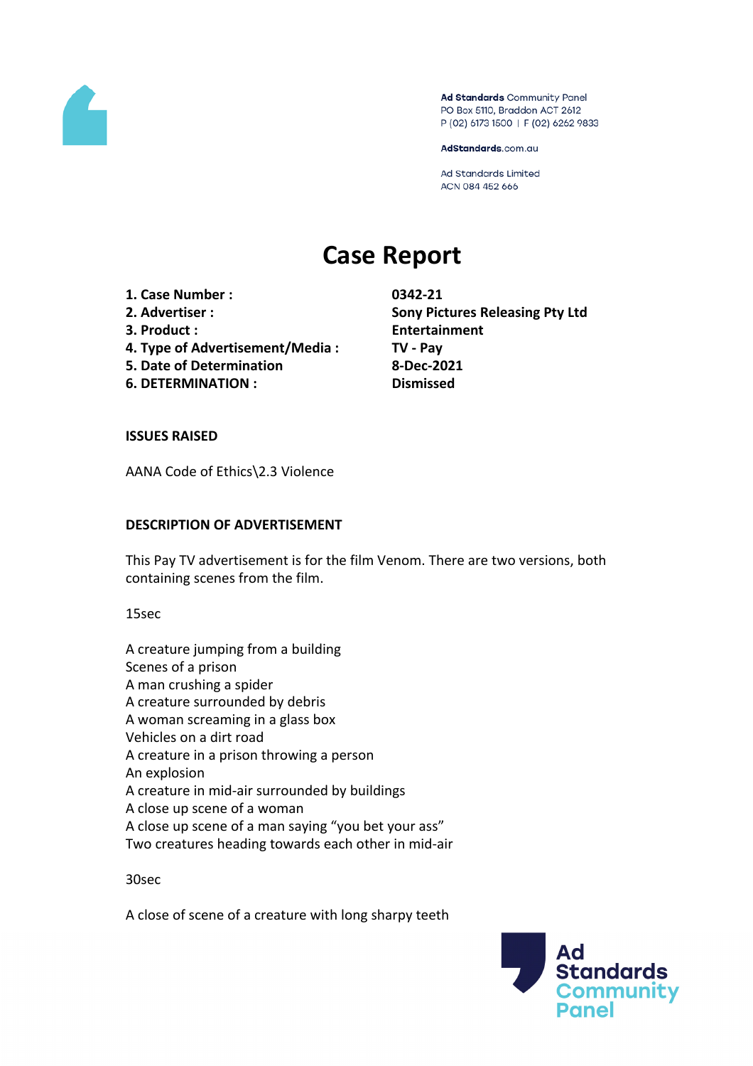Ad Standards Community Panel
PO Box 5110, Braddon ACT 2612
P (02) 6173 1500 | F (02) 6262 9833

AdStandards.com.au

Ad Standards Limited
ACN 084 452 666

# Case Report

| | |
|---|---|
| **1. Case Number :** | **0342-21** |
| **2. Advertiser :** | **Sony Pictures Releasing Pty Ltd** |
| **3. Product :** | **Entertainment** |
| **4. Type of Advertisement/Media :** | **TV - Pay** |
| **5. Date of Determination** | **8-Dec-2021** |
| **6. DETERMINATION :** | **Dismissed** |

**ISSUES RAISED**

AANA Code of Ethics\2.3 Violence

**DESCRIPTION OF ADVERTISEMENT**

This Pay TV advertisement is for the film Venom. There are two versions, both containing scenes from the film.

15sec

A creature jumping from a building
Scenes of a prison
A man crushing a spider
A creature surrounded by debris
A woman screaming in a glass box
Vehicles on a dirt road
A creature in a prison throwing a person
An explosion
A creature in mid-air surrounded by buildings
A close up scene of a woman
A close up scene of a man saying "you bet your ass"
Two creatures heading towards each other in mid-air

30sec

A close of scene of a creature with long sharpy teeth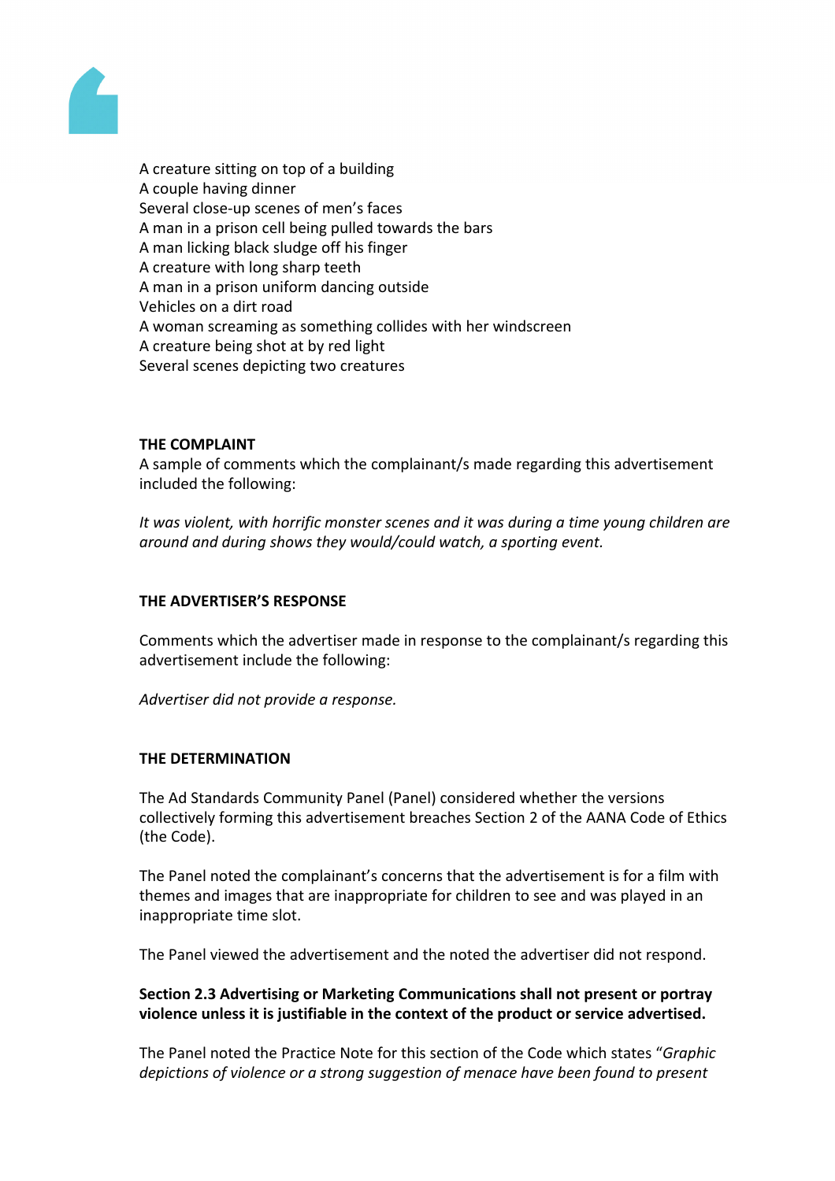A creature sitting on top of a building
A couple having dinner
Several close-up scenes of men's faces
A man in a prison cell being pulled towards the bars
A man licking black sludge off his finger
A creature with long sharp teeth
A man in a prison uniform dancing outside
Vehicles on a dirt road
A woman screaming as something collides with her windscreen
A creature being shot at by red light
Several scenes depicting two creatures

**THE COMPLAINT**

A sample of comments which the complainant/s made regarding this advertisement included the following:

*It was violent, with horrific monster scenes and it was during a time young children are around and during shows they would/could watch, a sporting event.*

**THE ADVERTISER'S RESPONSE**

Comments which the advertiser made in response to the complainant/s regarding this advertisement include the following:

*Advertiser did not provide a response.*

**THE DETERMINATION**

The Ad Standards Community Panel (Panel) considered whether the versions collectively forming this advertisement breaches Section 2 of the AANA Code of Ethics (the Code).

The Panel noted the complainant's concerns that the advertisement is for a film with themes and images that are inappropriate for children to see and was played in an inappropriate time slot.

The Panel viewed the advertisement and the noted the advertiser did not respond.

**Section 2.3 Advertising or Marketing Communications shall not present or portray violence unless it is justifiable in the context of the product or service advertised.**

The Panel noted the Practice Note for this section of the Code which states "*Graphic depictions of violence or a strong suggestion of menace have been found to present*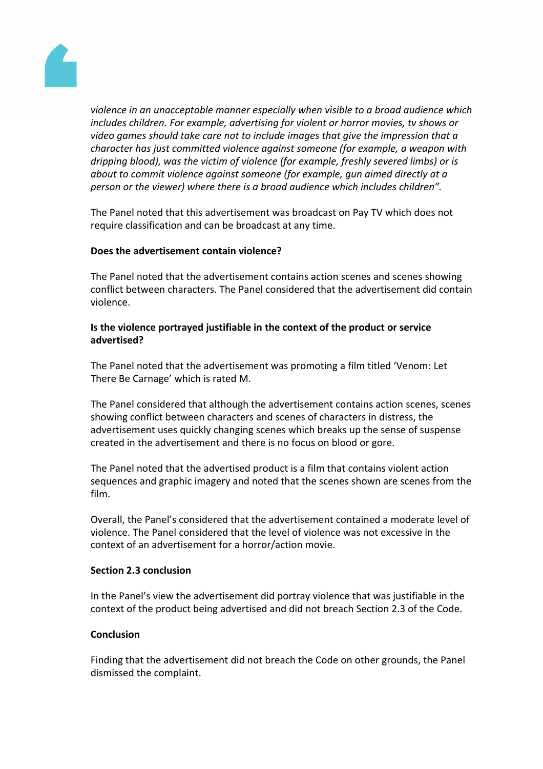*violence in an unacceptable manner especially when visible to a broad audience which includes children. For example, advertising for violent or horror movies, tv shows or video games should take care not to include images that give the impression that a character has just committed violence against someone (for example, a weapon with dripping blood), was the victim of violence (for example, freshly severed limbs) or is about to commit violence against someone (for example, gun aimed directly at a person or the viewer) where there is a broad audience which includes children".*

The Panel noted that this advertisement was broadcast on Pay TV which does not require classification and can be broadcast at any time.

**Does the advertisement contain violence?**

The Panel noted that the advertisement contains action scenes and scenes showing conflict between characters. The Panel considered that the advertisement did contain violence.

**Is the violence portrayed justifiable in the context of the product or service advertised?**

The Panel noted that the advertisement was promoting a film titled 'Venom: Let There Be Carnage' which is rated M.

The Panel considered that although the advertisement contains action scenes, scenes showing conflict between characters and scenes of characters in distress, the advertisement uses quickly changing scenes which breaks up the sense of suspense created in the advertisement and there is no focus on blood or gore.

The Panel noted that the advertised product is a film that contains violent action sequences and graphic imagery and noted that the scenes shown are scenes from the film.

Overall, the Panel's considered that the advertisement contained a moderate level of violence. The Panel considered that the level of violence was not excessive in the context of an advertisement for a horror/action movie.

**Section 2.3 conclusion**

In the Panel's view the advertisement did portray violence that was justifiable in the context of the product being advertised and did not breach Section 2.3 of the Code.

**Conclusion**

Finding that the advertisement did not breach the Code on other grounds, the Panel dismissed the complaint.